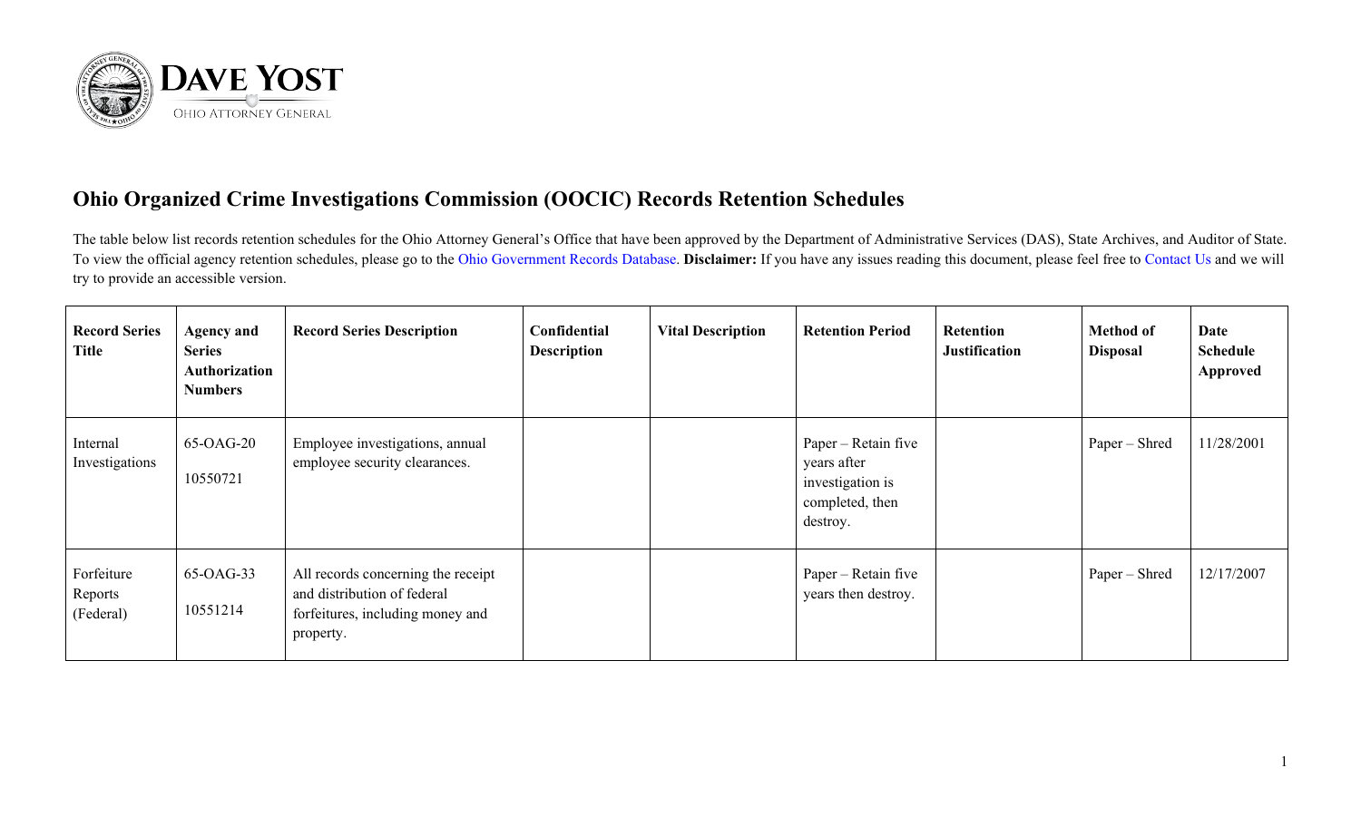DAVE YOST

OHIO ATTORNEY GENERAL

# Ohio Organized Crime Investigations Commission (OOCIC) Records Retention Schedules

The table below list records retention schedules for the Ohio Attorney General's Office that have been approved by the Department of Administrative Services (DAS), State Archives, and Auditor of State. To view the official agency retention schedules, please go to the Ohio Government Records Database. **Disclaimer:** If you have any issues reading this document, please feel free to Contact Us and we will try to provide an accessible version.

| Record Series Title | Agency and Series Authorization Numbers | Record Series Description | Confidential Description | Vital Description | Retention Period | Retention Justification | Method of Disposal | Date Schedule Approved |
|---|---|---|---|---|---|---|---|---|
| Internal Investigations | 65-OAG-20<br>10550721 | Employee investigations, annual employee security clearances. | | | Paper – Retain five years after investigation is completed, then destroy. | | Paper – Shred | 11/28/2001 |
| Forfeiture Reports (Federal) | 65-OAG-33<br>10551214 | All records concerning the receipt and distribution of federal forfeitures, including money and property. | | | Paper – Retain five years then destroy. | | Paper – Shred | 12/17/2007 |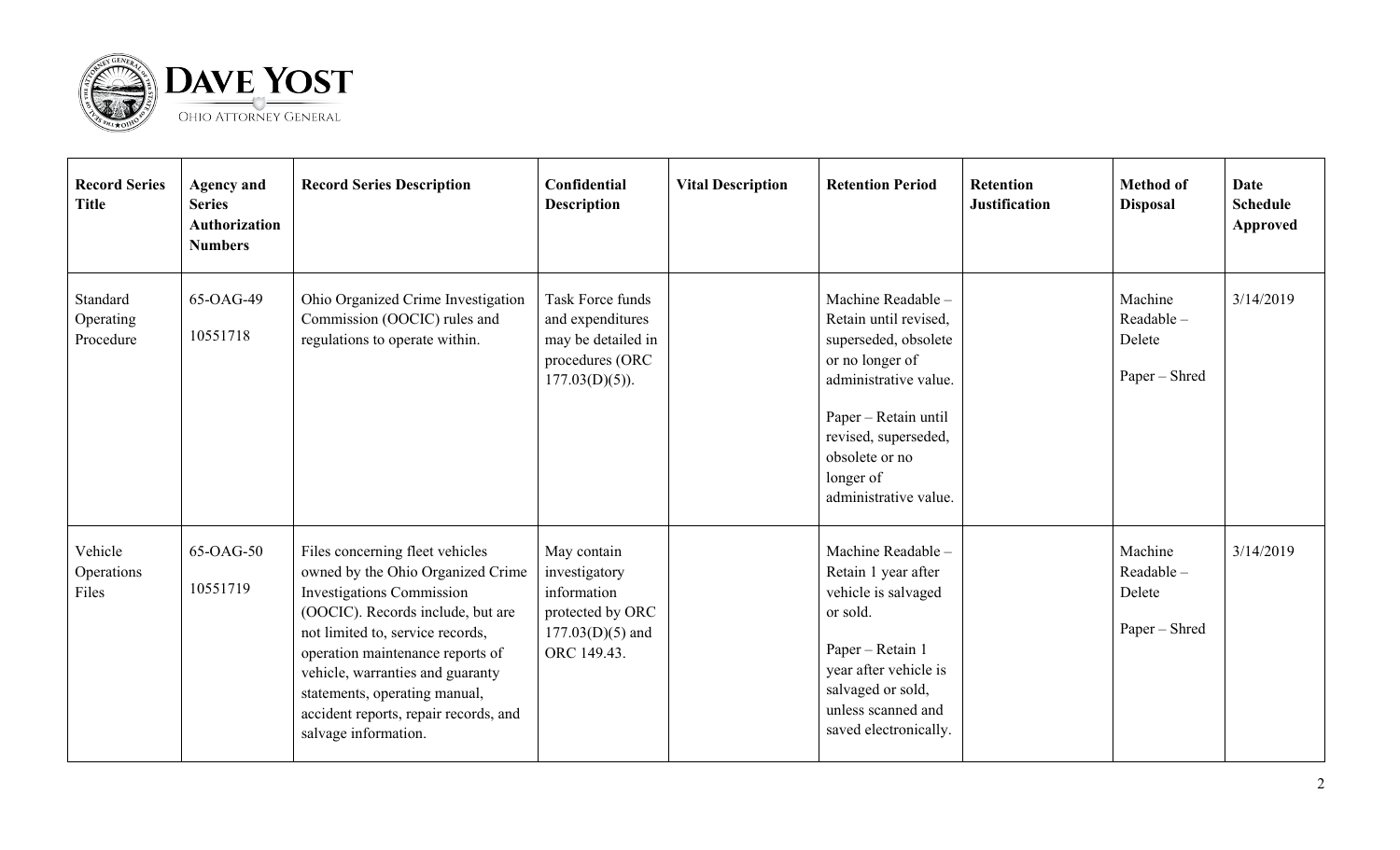| Record Series Title | Agency and Series Authorization Numbers | Record Series Description | Confidential Description | Vital Description | Retention Period | Retention Justification | Method of Disposal | Date Schedule Approved |
|---|---|---|---|---|---|---|---|---|
| Standard Operating Procedure | 65-OAG-49<br><br>10551718 | Ohio Organized Crime Investigation Commission (OOCIC) rules and regulations to operate within. | Task Force funds and expenditures may be detailed in procedures (ORC 177.03(D)(5)). | | Machine Readable – Retain until revised, superseded, obsolete or no longer of administrative value.<br><br>Paper – Retain until revised, superseded, obsolete or no longer of administrative value. | | Machine Readable – Delete<br><br>Paper – Shred | 3/14/2019 |
| Vehicle Operations Files | 65-OAG-50<br><br>10551719 | Files concerning fleet vehicles owned by the Ohio Organized Crime Investigations Commission (OOCIC). Records include, but are not limited to, service records, operation maintenance reports of vehicle, warranties and guaranty statements, operating manual, accident reports, repair records, and salvage information. | May contain investigatory information protected by ORC 177.03(D)(5) and ORC 149.43. | | Machine Readable – Retain 1 year after vehicle is salvaged or sold.<br><br>Paper – Retain 1 year after vehicle is salvaged or sold, unless scanned and saved electronically. | | Machine Readable – Delete<br><br>Paper – Shred | 3/14/2019 |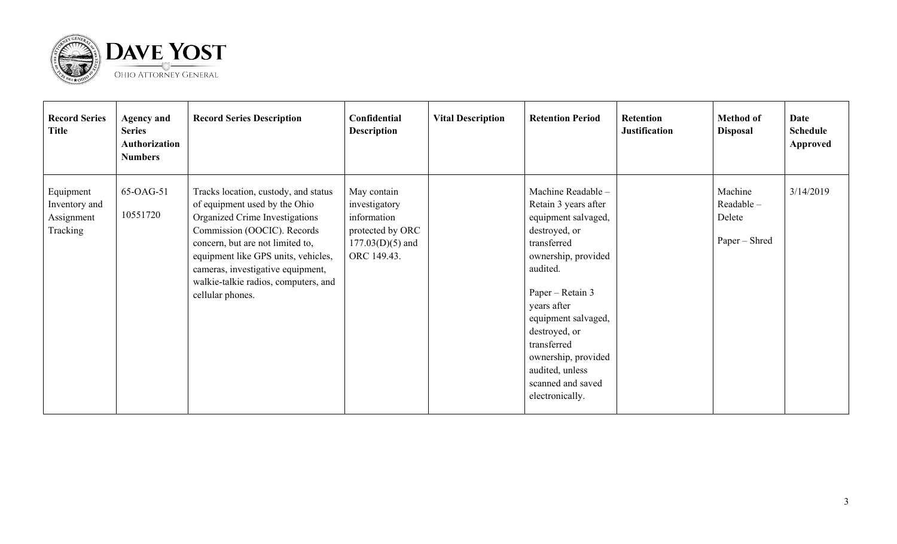| Record Series Title | Agency and Series Authorization Numbers | Record Series Description | Confidential Description | Vital Description | Retention Period | Retention Justification | Method of Disposal | Date Schedule Approved |
|---|---|---|---|---|---|---|---|---|
| Equipment Inventory and Assignment Tracking | 65-OAG-51<br><br>10551720 | Tracks location, custody, and status of equipment used by the Ohio Organized Crime Investigations Commission (OOCIC). Records concern, but are not limited to, equipment like GPS units, vehicles, cameras, investigative equipment, walkie-talkie radios, computers, and cellular phones. | May contain investigatory information protected by ORC 177.03(D)(5) and ORC 149.43. | | Machine Readable – Retain 3 years after equipment salvaged, destroyed, or transferred ownership, provided audited.<br><br>Paper – Retain 3 years after equipment salvaged, destroyed, or transferred ownership, provided audited, unless scanned and saved electronically. | | Machine Readable – Delete<br><br>Paper – Shred | 3/14/2019 |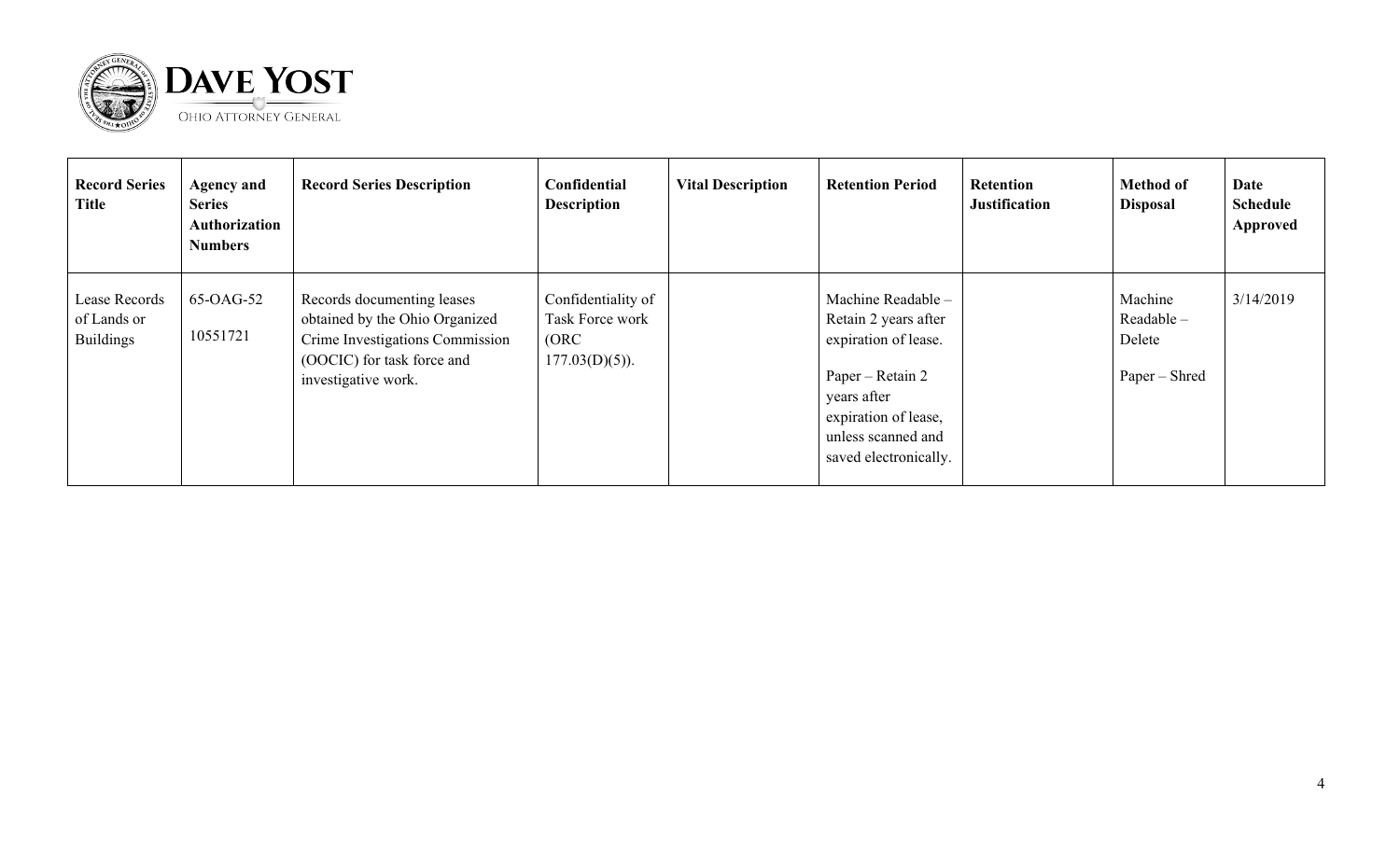| Record Series Title | Agency and Series Authorization Numbers | Record Series Description | Confidential Description | Vital Description | Retention Period | Retention Justification | Method of Disposal | Date Schedule Approved |
|---|---|---|---|---|---|---|---|---|
| Lease Records of Lands or Buildings | 65-OAG-52<br><br>10551721 | Records documenting leases obtained by the Ohio Organized Crime Investigations Commission (OOCIC) for task force and investigative work. | Confidentiality of Task Force work (ORC 177.03(D)(5)). | | Machine Readable – Retain 2 years after expiration of lease.<br><br>Paper – Retain 2 years after expiration of lease, unless scanned and saved electronically. | | Machine Readable – Delete<br><br>Paper – Shred | 3/14/2019 |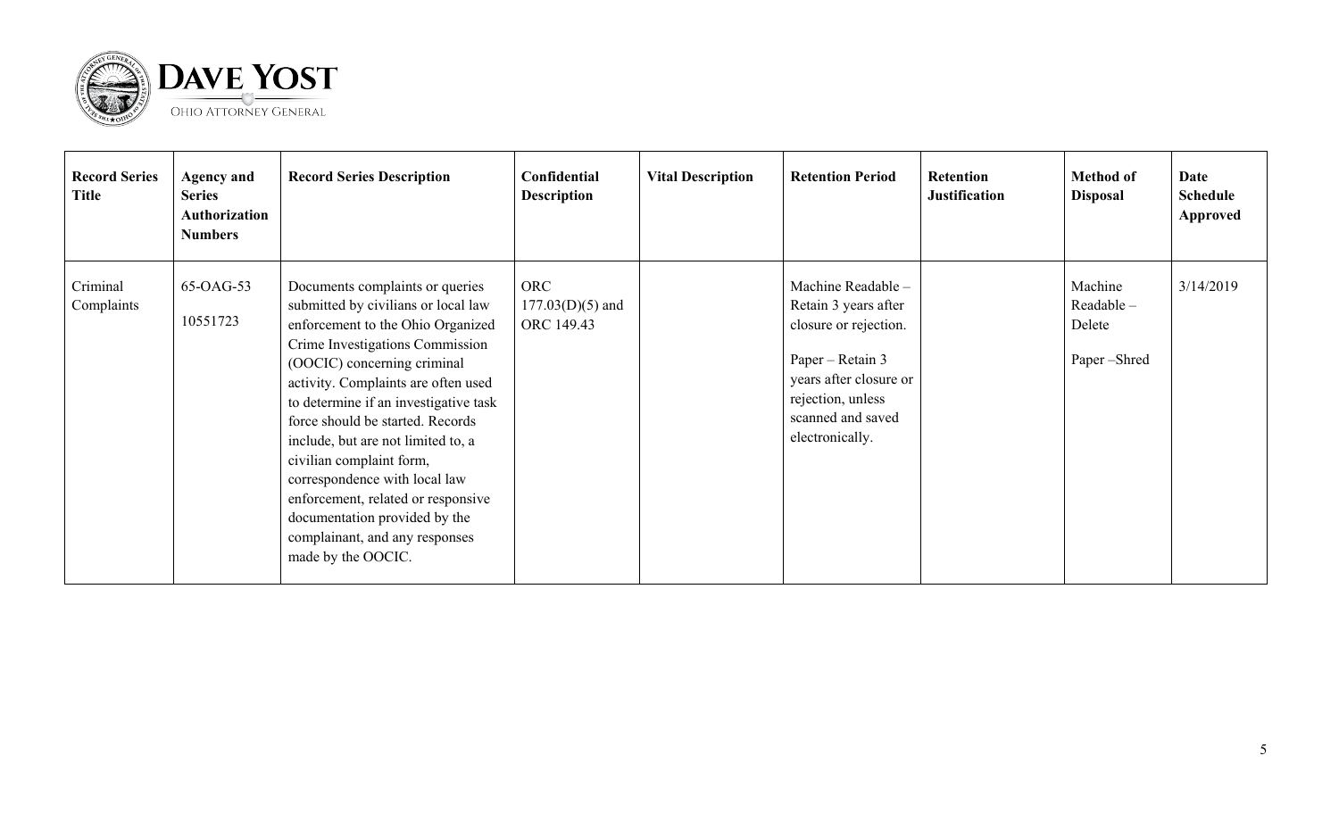| Record Series Title | Agency and Series Authorization Numbers | Record Series Description | Confidential Description | Vital Description | Retention Period | Retention Justification | Method of Disposal | Date Schedule Approved |
|---|---|---|---|---|---|---|---|---|
| Criminal Complaints | 65-OAG-53<br><br>10551723 | Documents complaints or queries submitted by civilians or local law enforcement to the Ohio Organized Crime Investigations Commission (OOCIC) concerning criminal activity. Complaints are often used to determine if an investigative task force should be started. Records include, but are not limited to, a civilian complaint form, correspondence with local law enforcement, related or responsive documentation provided by the complainant, and any responses made by the OOCIC. | ORC 177.03(D)(5) and ORC 149.43 | | Machine Readable – Retain 3 years after closure or rejection.<br><br>Paper – Retain 3 years after closure or rejection, unless scanned and saved electronically. | | Machine Readable – Delete<br><br>Paper –Shred | 3/14/2019 |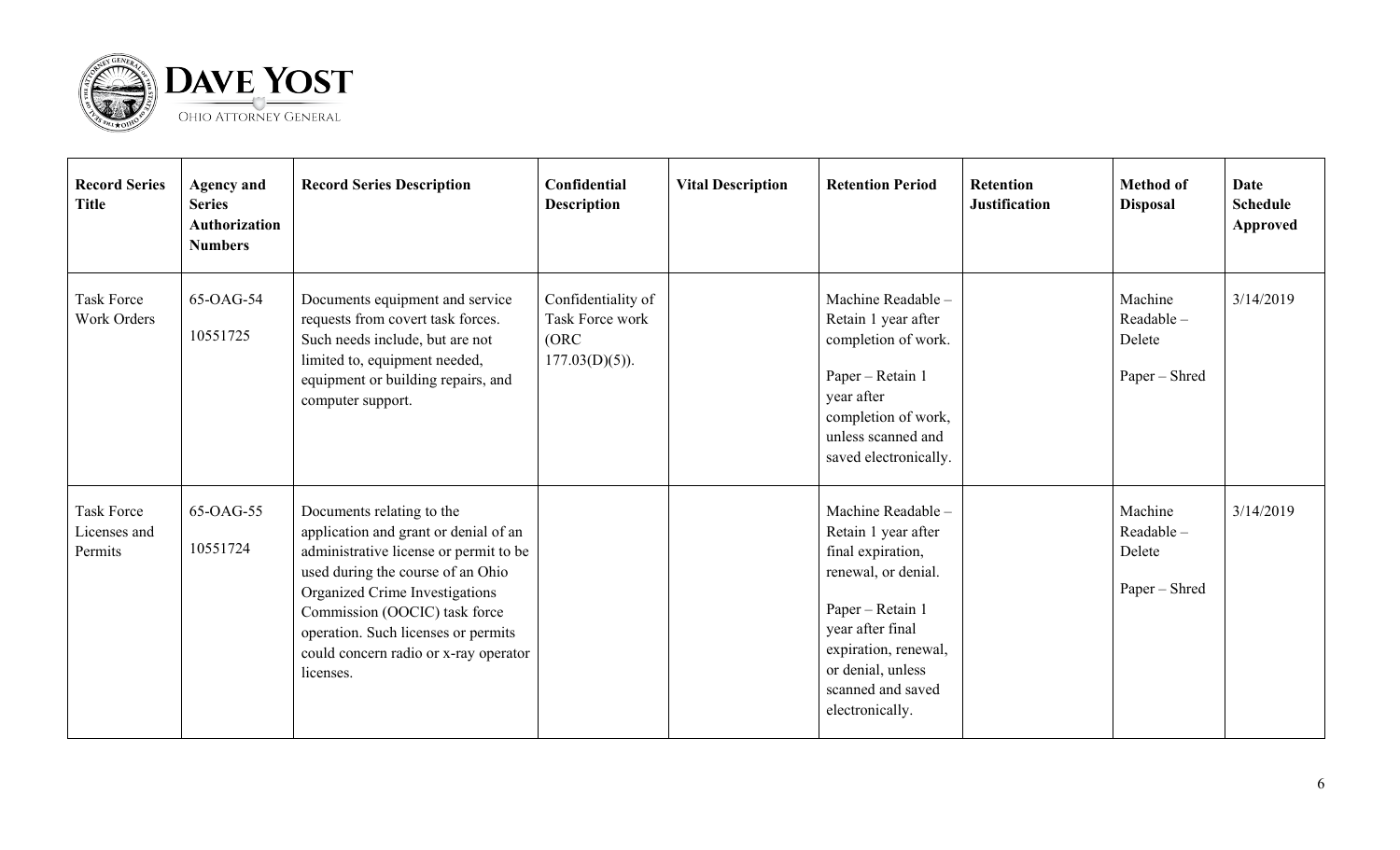| Record Series Title | Agency and Series Authorization Numbers | Record Series Description | Confidential Description | Vital Description | Retention Period | Retention Justification | Method of Disposal | Date Schedule Approved |
|---|---|---|---|---|---|---|---|---|
| Task Force Work Orders | 65-OAG-54<br><br>10551725 | Documents equipment and service requests from covert task forces. Such needs include, but are not limited to, equipment needed, equipment or building repairs, and computer support. | Confidentiality of Task Force work (ORC 177.03(D)(5)). | | Machine Readable – Retain 1 year after completion of work.<br><br>Paper – Retain 1 year after completion of work, unless scanned and saved electronically. | | Machine Readable – Delete<br><br>Paper – Shred | 3/14/2019 |
| Task Force Licenses and Permits | 65-OAG-55<br><br>10551724 | Documents relating to the application and grant or denial of an administrative license or permit to be used during the course of an Ohio Organized Crime Investigations Commission (OOCIC) task force operation. Such licenses or permits could concern radio or x-ray operator licenses. | | | Machine Readable – Retain 1 year after final expiration, renewal, or denial.<br><br>Paper – Retain 1 year after final expiration, renewal, or denial, unless scanned and saved electronically. | | Machine Readable – Delete<br><br>Paper – Shred | 3/14/2019 |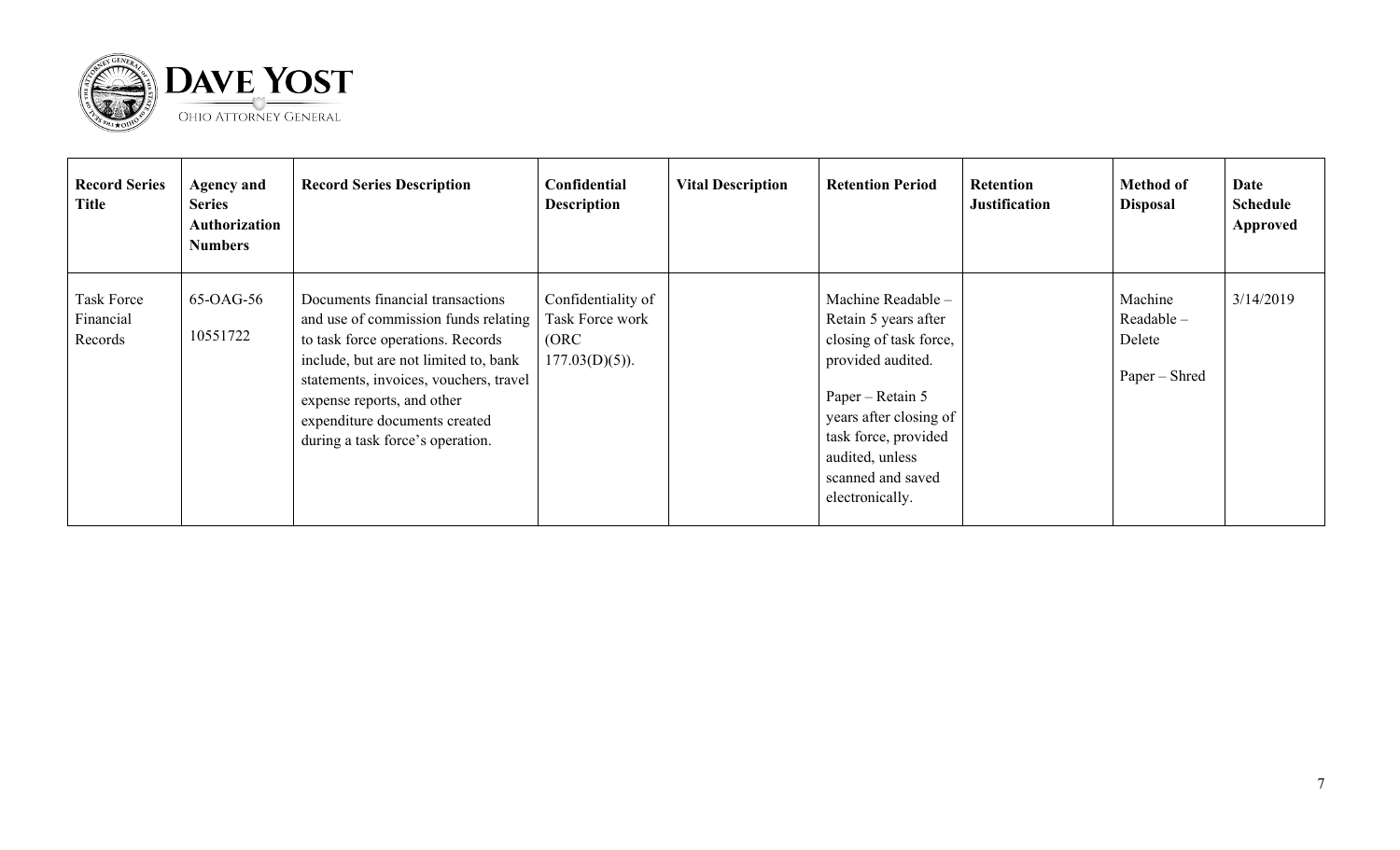| Record Series Title | Agency and Series Authorization Numbers | Record Series Description | Confidential Description | Vital Description | Retention Period | Retention Justification | Method of Disposal | Date Schedule Approved |
|---|---|---|---|---|---|---|---|---|
| Task Force Financial Records | 65-OAG-56<br><br>10551722 | Documents financial transactions and use of commission funds relating to task force operations. Records include, but are not limited to, bank statements, invoices, vouchers, travel expense reports, and other expenditure documents created during a task force's operation. | Confidentiality of Task Force work (ORC 177.03(D)(5)). | | Machine Readable – Retain 5 years after closing of task force, provided audited.<br><br>Paper – Retain 5 years after closing of task force, provided audited, unless scanned and saved electronically. | | Machine Readable – Delete<br><br>Paper – Shred | 3/14/2019 |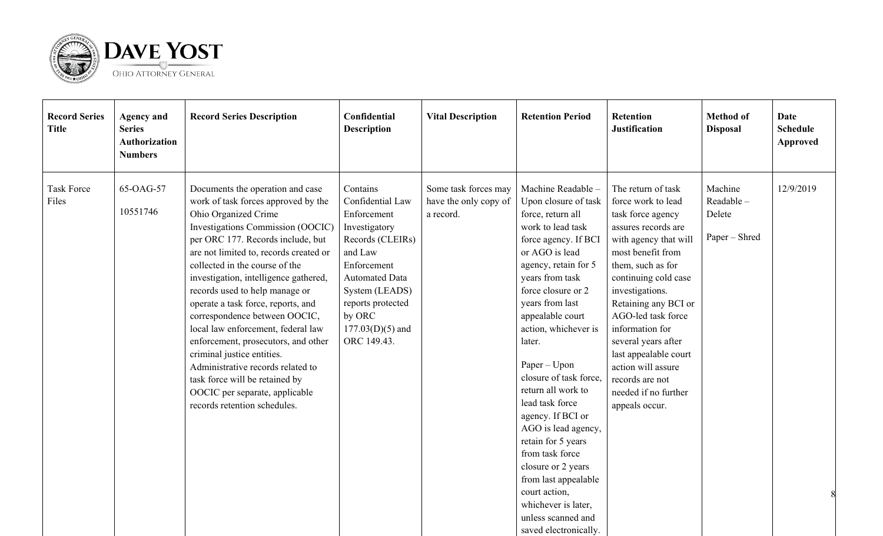| Record Series Title | Agency and Series Authorization Numbers | Record Series Description | Confidential Description | Vital Description | Retention Period | Retention Justification | Method of Disposal | Date Schedule Approved |
|---|---|---|---|---|---|---|---|---|
| Task Force Files | 65-OAG-57<br><br>10551746 | Documents the operation and case work of task forces approved by the Ohio Organized Crime Investigations Commission (OOCIC) per ORC 177. Records include, but are not limited to, records created or collected in the course of the investigation, intelligence gathered, records used to help manage or operate a task force, reports, and correspondence between OOCIC, local law enforcement, federal law enforcement, prosecutors, and other criminal justice entities. Administrative records related to task force will be retained by OOCIC per separate, applicable records retention schedules. | Contains Confidential Law Enforcement Investigatory Records (CLEIRs) and Law Enforcement Automated Data System (LEADS) reports protected by ORC 177.03(D)(5) and ORC 149.43. | Some task forces may have the only copy of a record. | Machine Readable – Upon closure of task force, return all work to lead task force agency. If BCI or AGO is lead agency, retain for 5 years from task force closure or 2 years from last appealable court action, whichever is later.<br><br>Paper – Upon closure of task force, return all work to lead task force agency. If BCI or AGO is lead agency, retain for 5 years from task force closure or 2 years from last appealable court action, whichever is later, unless scanned and saved electronically. | The return of task force work to lead task force agency assures records are with agency that will most benefit from them, such as for continuing cold case investigations. Retaining any BCI or AGO-led task force information for several years after last appealable court action will assure records are not needed if no further appeals occur. | Machine Readable – Delete<br><br>Paper – Shred | 12/9/2019 |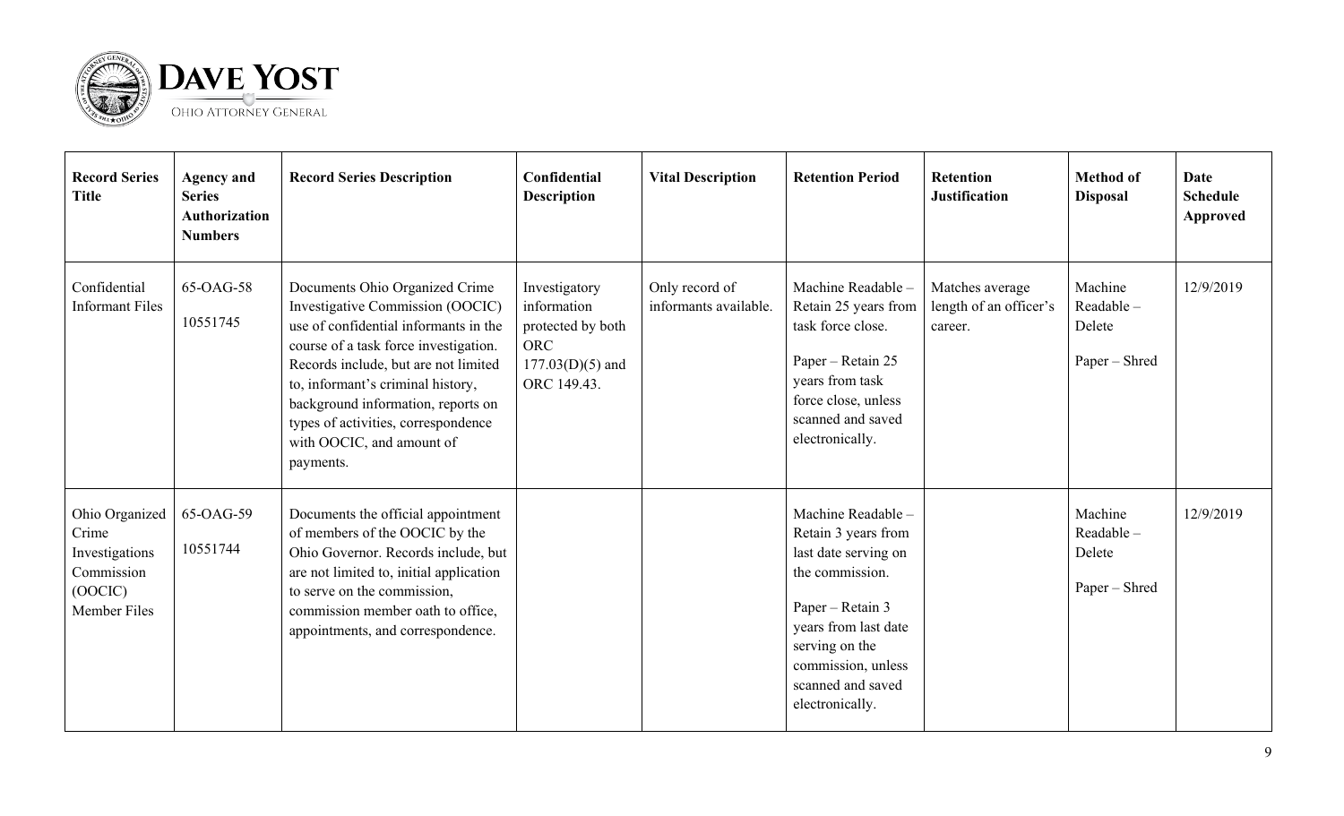| Record Series Title | Agency and Series Authorization Numbers | Record Series Description | Confidential Description | Vital Description | Retention Period | Retention Justification | Method of Disposal | Date Schedule Approved |
|---|---|---|---|---|---|---|---|---|
| Confidential Informant Files | 65-OAG-58<br><br>10551745 | Documents Ohio Organized Crime Investigative Commission (OOCIC) use of confidential informants in the course of a task force investigation. Records include, but are not limited to, informant's criminal history, background information, reports on types of activities, correspondence with OOCIC, and amount of payments. | Investigatory information protected by both ORC 177.03(D)(5) and ORC 149.43. | Only record of informants available. | Machine Readable – Retain 25 years from task force close.<br><br>Paper – Retain 25 years from task force close, unless scanned and saved electronically. | Matches average length of an officer's career. | Machine Readable – Delete<br><br>Paper – Shred | 12/9/2019 |
| Ohio Organized Crime Investigations Commission (OOCIC) Member Files | 65-OAG-59<br><br>10551744 | Documents the official appointment of members of the OOCIC by the Ohio Governor. Records include, but are not limited to, initial application to serve on the commission, commission member oath to office, appointments, and correspondence. | | | Machine Readable – Retain 3 years from last date serving on the commission.<br><br>Paper – Retain 3 years from last date serving on the commission, unless scanned and saved electronically. | | Machine Readable – Delete<br><br>Paper – Shred | 12/9/2019 |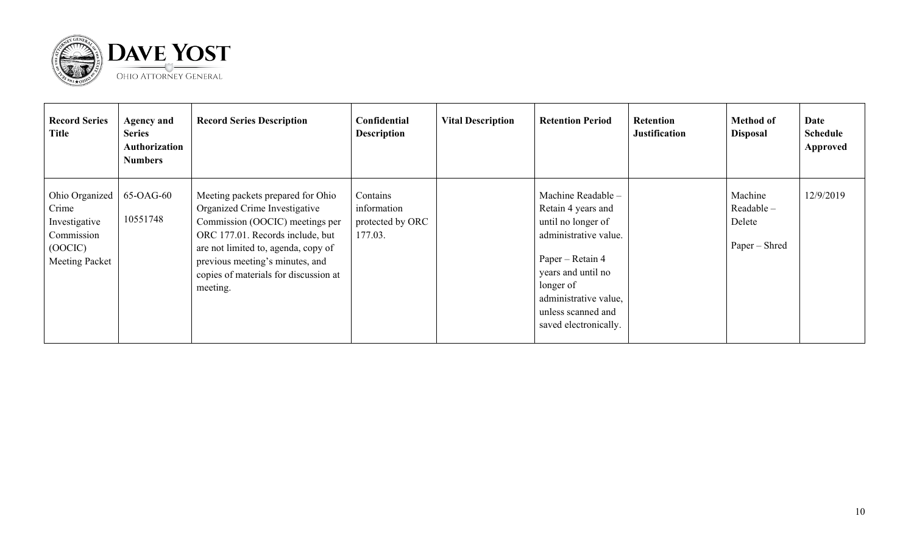DAVE YOST

OHIO ATTORNEY GENERAL

| Record Series Title | Agency and Series Authorization Numbers | Record Series Description | Confidential Description | Vital Description | Retention Period | Retention Justification | Method of Disposal | Date Schedule Approved |
|---|---|---|---|---|---|---|---|---|
| Ohio Organized Crime Investigative Commission (OOCIC) Meeting Packet | 65-OAG-60<br><br>10551748 | Meeting packets prepared for Ohio Organized Crime Investigative Commission (OOCIC) meetings per ORC 177.01. Records include, but are not limited to, agenda, copy of previous meeting's minutes, and copies of materials for discussion at meeting. | Contains information protected by ORC 177.03. | | Machine Readable – Retain 4 years and until no longer of administrative value.<br><br>Paper – Retain 4 years and until no longer of administrative value, unless scanned and saved electronically. | | Machine Readable – Delete<br><br>Paper – Shred | 12/9/2019 |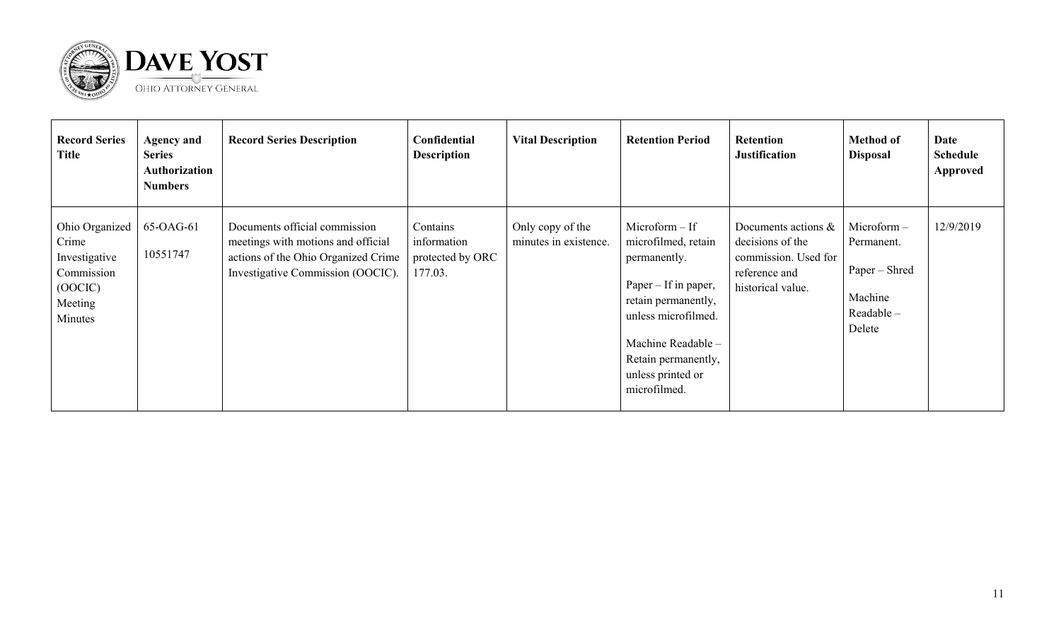DAVE YOST

OHIO ATTORNEY GENERAL

| Record Series Title | Agency and Series Authorization Numbers | Record Series Description | Confidential Description | Vital Description | Retention Period | Retention Justification | Method of Disposal | Date Schedule Approved |
|---|---|---|---|---|---|---|---|---|
| Ohio Organized Crime Investigative Commission (OOCIC) Meeting Minutes | 65-OAG-61<br><br>10551747 | Documents official commission meetings with motions and official actions of the Ohio Organized Crime Investigative Commission (OOCIC). | Contains information protected by ORC 177.03. | Only copy of the minutes in existence. | Microform – If microfilmed, retain permanently.<br><br>Paper – If in paper, retain permanently, unless microfilmed.<br><br>Machine Readable – Retain permanently, unless printed or microfilmed. | Documents actions & decisions of the commission. Used for reference and historical value. | Microform – Permanent.<br><br>Paper – Shred<br><br>Machine Readable – Delete | 12/9/2019 |